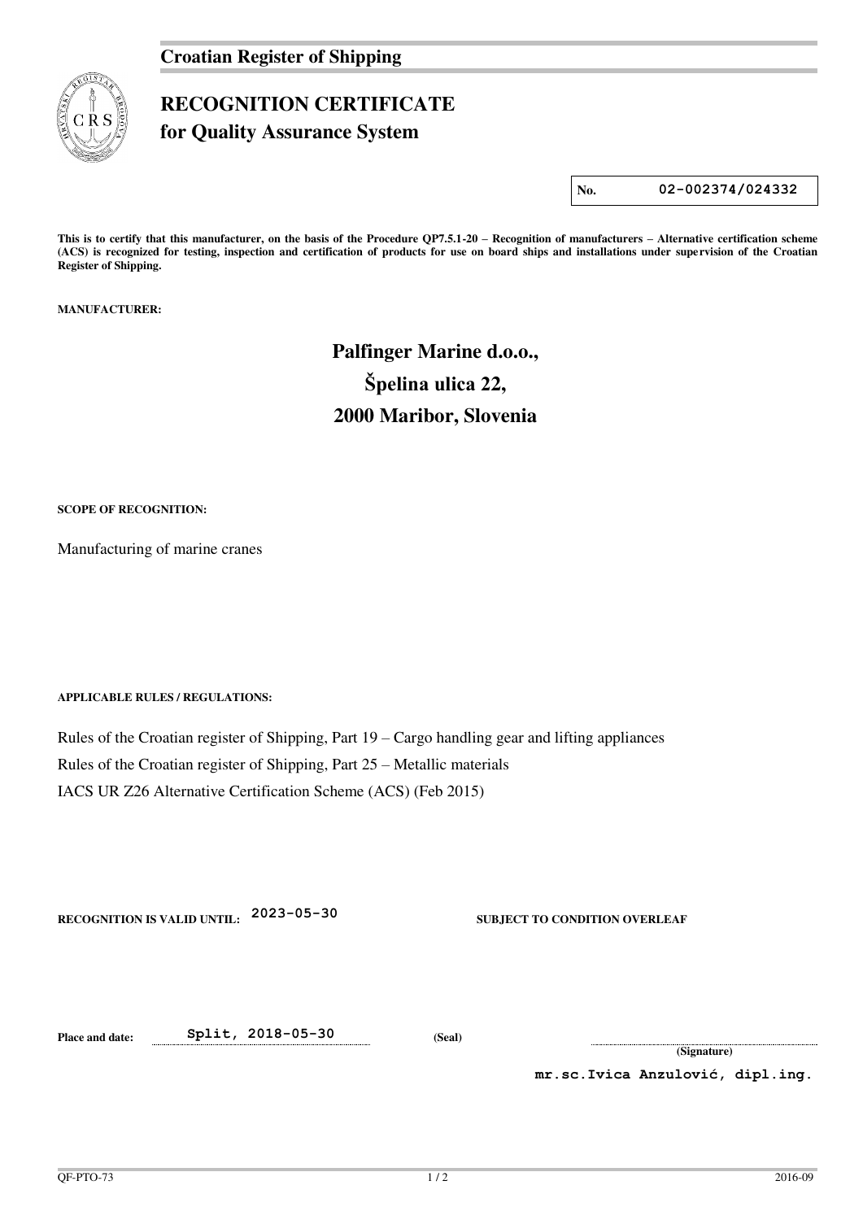**Croatian Register of Shipping**

# RECOGNITION CERTIFICATE
## for Quality Assurance System

| No. | 02-002374/024332 |
|---|---|

**This is to certify that this manufacturer, on the basis of the Procedure QP7.5.1-20 – Recognition of manufacturers – Alternative certification scheme (ACS) is recognized for testing, inspection and certification of products for use on board ships and installations under supervision of the Croatian Register of Shipping.**

**MANUFACTURER:**

**Palfinger Marine d.o.o.,**
**Špelina ulica 22,**
**2000 Maribor, Slovenia**

**SCOPE OF RECOGNITION:**

Manufacturing of marine cranes

**APPLICABLE RULES / REGULATIONS:**

Rules of the Croatian register of Shipping, Part 19 – Cargo handling gear and lifting appliances

Rules of the Croatian register of Shipping, Part 25 – Metallic materials

IACS UR Z26 Alternative Certification Scheme (ACS) (Feb 2015)

**RECOGNITION IS VALID UNTIL:** 2023-05-30 **SUBJECT TO CONDITION OVERLEAF**

**Place and date:** Split, 2018-05-30 **(Seal)**

**(Signature)**

mr.sc.Ivica Anzulović, dipl.ing.

QF-PTO-73 2016-09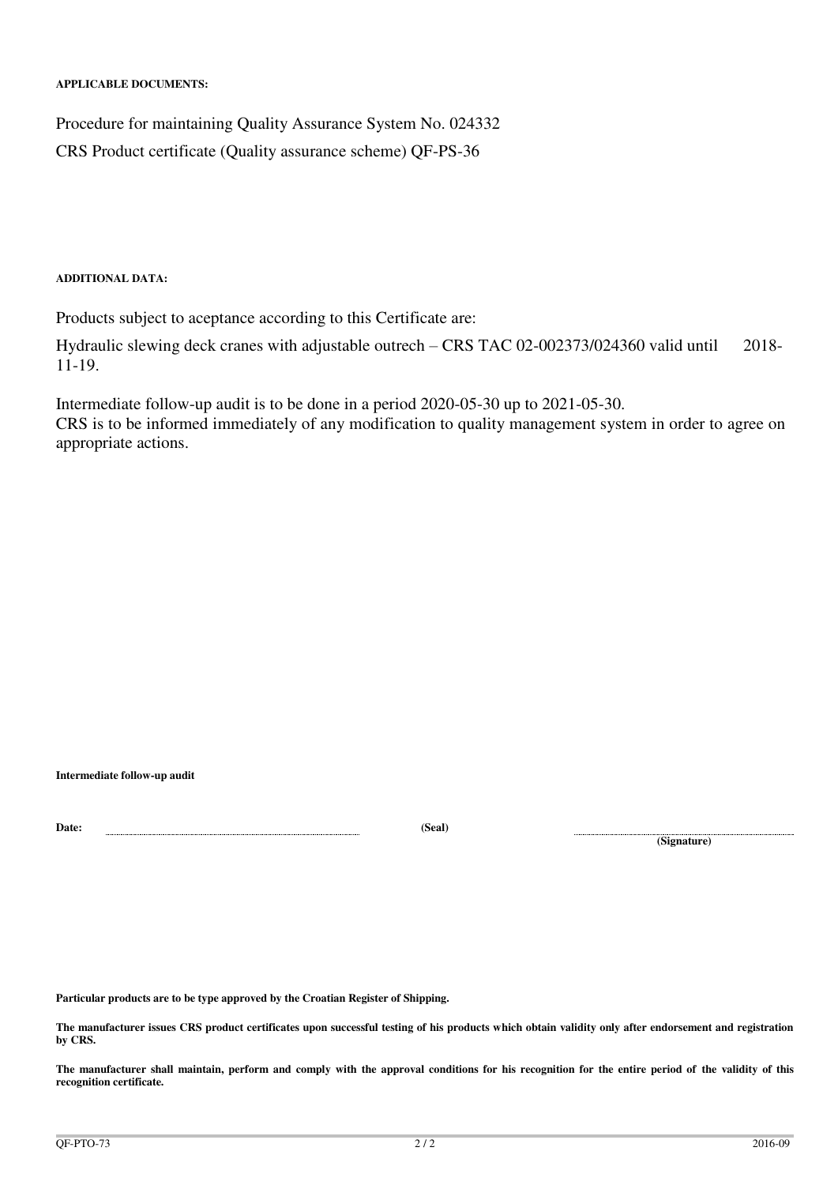**APPLICABLE DOCUMENTS:**

Procedure for maintaining Quality Assurance System No. 024332

CRS Product certificate (Quality assurance scheme) QF-PS-36

**ADDITIONAL DATA:**

Products subject to aceptance according to this Certificate are:

Hydraulic slewing deck cranes with adjustable outrech – CRS TAC 02-002373/024360 valid until 2018-11-19.

Intermediate follow-up audit is to be done in a period 2020-05-30 up to 2021-05-30.
CRS is to be informed immediately of any modification to quality management system in order to agree on appropriate actions.

**Intermediate follow-up audit**

**Date:** .................................................. **(Seal)** ..................................................
**(Signature)**

**Particular products are to be type approved by the Croatian Register of Shipping.**

**The manufacturer issues CRS product certificates upon successful testing of his products which obtain validity only after endorsement and registration by CRS.**

**The manufacturer shall maintain, perform and comply with the approval conditions for his recognition for the entire period of the validity of this recognition certificate.**

QF-PTO-73 2016-09